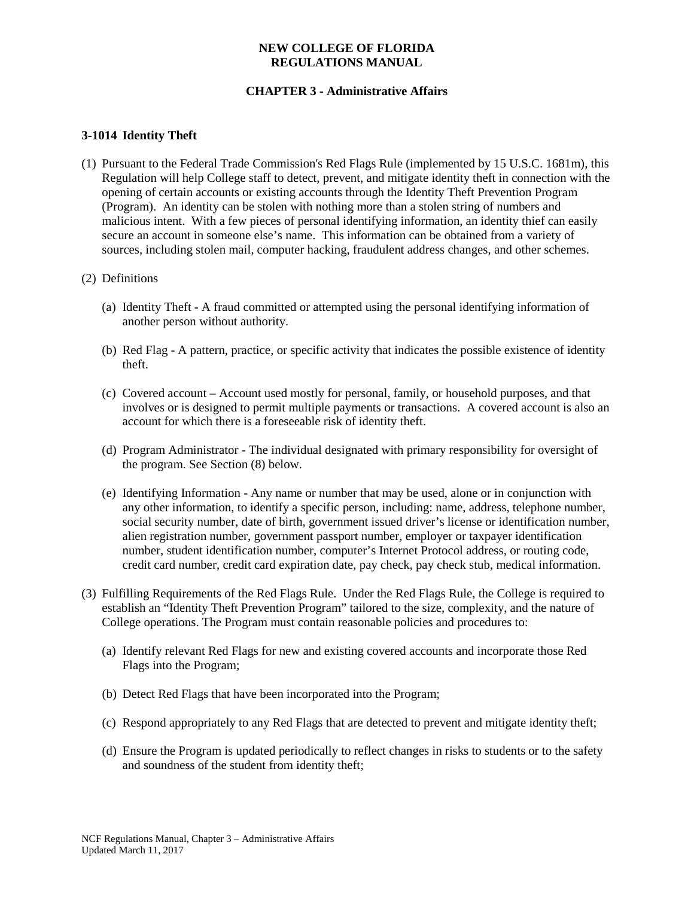# NEW COLLEGE OF FLORIDA
# REGULATIONS MANUAL

## CHAPTER 3 - Administrative Affairs

### 3-1014 Identity Theft

(1) Pursuant to the Federal Trade Commission's Red Flags Rule (implemented by 15 U.S.C. 1681m), this Regulation will help College staff to detect, prevent, and mitigate identity theft in connection with the opening of certain accounts or existing accounts through the Identity Theft Prevention Program (Program). An identity can be stolen with nothing more than a stolen string of numbers and malicious intent. With a few pieces of personal identifying information, an identity thief can easily secure an account in someone else's name. This information can be obtained from a variety of sources, including stolen mail, computer hacking, fraudulent address changes, and other schemes.

(2) Definitions

(a) Identity Theft - A fraud committed or attempted using the personal identifying information of another person without authority.

(b) Red Flag - A pattern, practice, or specific activity that indicates the possible existence of identity theft.

(c) Covered account – Account used mostly for personal, family, or household purposes, and that involves or is designed to permit multiple payments or transactions. A covered account is also an account for which there is a foreseeable risk of identity theft.

(d) Program Administrator - The individual designated with primary responsibility for oversight of the program. See Section (8) below.

(e) Identifying Information - Any name or number that may be used, alone or in conjunction with any other information, to identify a specific person, including: name, address, telephone number, social security number, date of birth, government issued driver's license or identification number, alien registration number, government passport number, employer or taxpayer identification number, student identification number, computer's Internet Protocol address, or routing code, credit card number, credit card expiration date, pay check, pay check stub, medical information.

(3) Fulfilling Requirements of the Red Flags Rule. Under the Red Flags Rule, the College is required to establish an "Identity Theft Prevention Program" tailored to the size, complexity, and the nature of College operations. The Program must contain reasonable policies and procedures to:

(a) Identify relevant Red Flags for new and existing covered accounts and incorporate those Red Flags into the Program;

(b) Detect Red Flags that have been incorporated into the Program;

(c) Respond appropriately to any Red Flags that are detected to prevent and mitigate identity theft;

(d) Ensure the Program is updated periodically to reflect changes in risks to students or to the safety and soundness of the student from identity theft;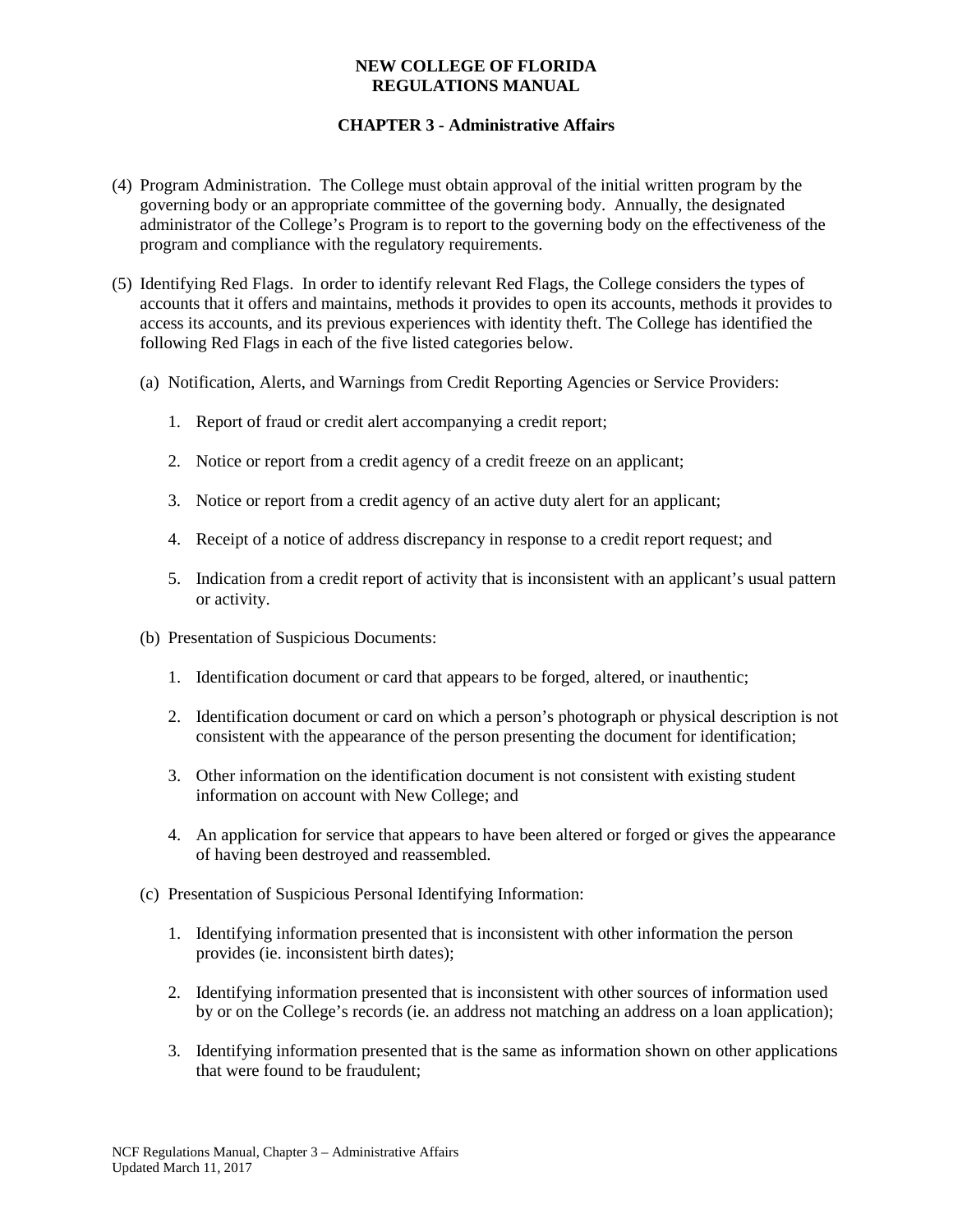**NEW COLLEGE OF FLORIDA**
**REGULATIONS MANUAL**

**CHAPTER 3 - Administrative Affairs**

(4) Program Administration. The College must obtain approval of the initial written program by the governing body or an appropriate committee of the governing body. Annually, the designated administrator of the College's Program is to report to the governing body on the effectiveness of the program and compliance with the regulatory requirements.

(5) Identifying Red Flags. In order to identify relevant Red Flags, the College considers the types of accounts that it offers and maintains, methods it provides to open its accounts, methods it provides to access its accounts, and its previous experiences with identity theft. The College has identified the following Red Flags in each of the five listed categories below.

(a) Notification, Alerts, and Warnings from Credit Reporting Agencies or Service Providers:

1. Report of fraud or credit alert accompanying a credit report;
2. Notice or report from a credit agency of a credit freeze on an applicant;
3. Notice or report from a credit agency of an active duty alert for an applicant;
4. Receipt of a notice of address discrepancy in response to a credit report request; and
5. Indication from a credit report of activity that is inconsistent with an applicant's usual pattern or activity.

(b) Presentation of Suspicious Documents:

1. Identification document or card that appears to be forged, altered, or inauthentic;
2. Identification document or card on which a person's photograph or physical description is not consistent with the appearance of the person presenting the document for identification;
3. Other information on the identification document is not consistent with existing student information on account with New College; and
4. An application for service that appears to have been altered or forged or gives the appearance of having been destroyed and reassembled.

(c) Presentation of Suspicious Personal Identifying Information:

1. Identifying information presented that is inconsistent with other information the person provides (ie. inconsistent birth dates);
2. Identifying information presented that is inconsistent with other sources of information used by or on the College's records (ie. an address not matching an address on a loan application);
3. Identifying information presented that is the same as information shown on other applications that were found to be fraudulent;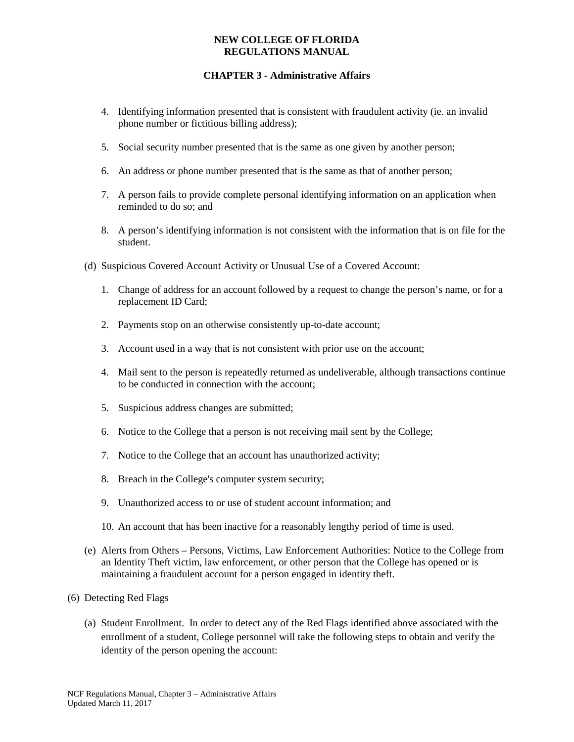4. Identifying information presented that is consistent with fraudulent activity (ie. an invalid phone number or fictitious billing address);

5. Social security number presented that is the same as one given by another person;

6. An address or phone number presented that is the same as that of another person;

7. A person fails to provide complete personal identifying information on an application when reminded to do so; and

8. A person's identifying information is not consistent with the information that is on file for the student.

(d) Suspicious Covered Account Activity or Unusual Use of a Covered Account:

1. Change of address for an account followed by a request to change the person's name, or for a replacement ID Card;

2. Payments stop on an otherwise consistently up-to-date account;

3. Account used in a way that is not consistent with prior use on the account;

4. Mail sent to the person is repeatedly returned as undeliverable, although transactions continue to be conducted in connection with the account;

5. Suspicious address changes are submitted;

6. Notice to the College that a person is not receiving mail sent by the College;

7. Notice to the College that an account has unauthorized activity;

8. Breach in the College's computer system security;

9. Unauthorized access to or use of student account information; and

10. An account that has been inactive for a reasonably lengthy period of time is used.

(e) Alerts from Others – Persons, Victims, Law Enforcement Authorities: Notice to the College from an Identity Theft victim, law enforcement, or other person that the College has opened or is maintaining a fraudulent account for a person engaged in identity theft.

(6) Detecting Red Flags

(a) Student Enrollment. In order to detect any of the Red Flags identified above associated with the enrollment of a student, College personnel will take the following steps to obtain and verify the identity of the person opening the account: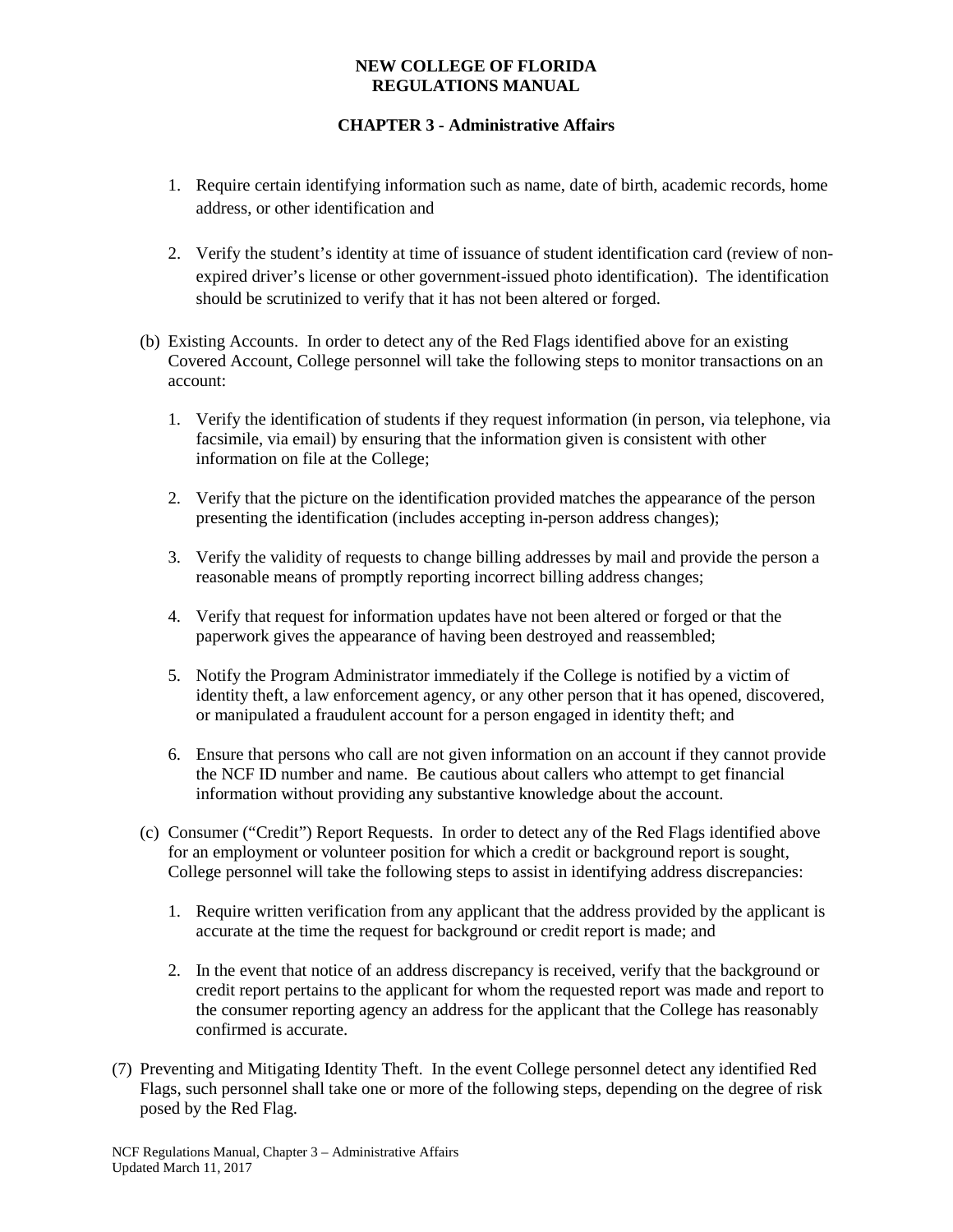1. Require certain identifying information such as name, date of birth, academic records, home address, or other identification and

2. Verify the student's identity at time of issuance of student identification card (review of non-expired driver's license or other government-issued photo identification). The identification should be scrutinized to verify that it has not been altered or forged.

(b) Existing Accounts. In order to detect any of the Red Flags identified above for an existing Covered Account, College personnel will take the following steps to monitor transactions on an account:

1. Verify the identification of students if they request information (in person, via telephone, via facsimile, via email) by ensuring that the information given is consistent with other information on file at the College;

2. Verify that the picture on the identification provided matches the appearance of the person presenting the identification (includes accepting in-person address changes);

3. Verify the validity of requests to change billing addresses by mail and provide the person a reasonable means of promptly reporting incorrect billing address changes;

4. Verify that request for information updates have not been altered or forged or that the paperwork gives the appearance of having been destroyed and reassembled;

5. Notify the Program Administrator immediately if the College is notified by a victim of identity theft, a law enforcement agency, or any other person that it has opened, discovered, or manipulated a fraudulent account for a person engaged in identity theft; and

6. Ensure that persons who call are not given information on an account if they cannot provide the NCF ID number and name. Be cautious about callers who attempt to get financial information without providing any substantive knowledge about the account.

(c) Consumer ("Credit") Report Requests. In order to detect any of the Red Flags identified above for an employment or volunteer position for which a credit or background report is sought, College personnel will take the following steps to assist in identifying address discrepancies:

1. Require written verification from any applicant that the address provided by the applicant is accurate at the time the request for background or credit report is made; and

2. In the event that notice of an address discrepancy is received, verify that the background or credit report pertains to the applicant for whom the requested report was made and report to the consumer reporting agency an address for the applicant that the College has reasonably confirmed is accurate.

(7) Preventing and Mitigating Identity Theft. In the event College personnel detect any identified Red Flags, such personnel shall take one or more of the following steps, depending on the degree of risk posed by the Red Flag.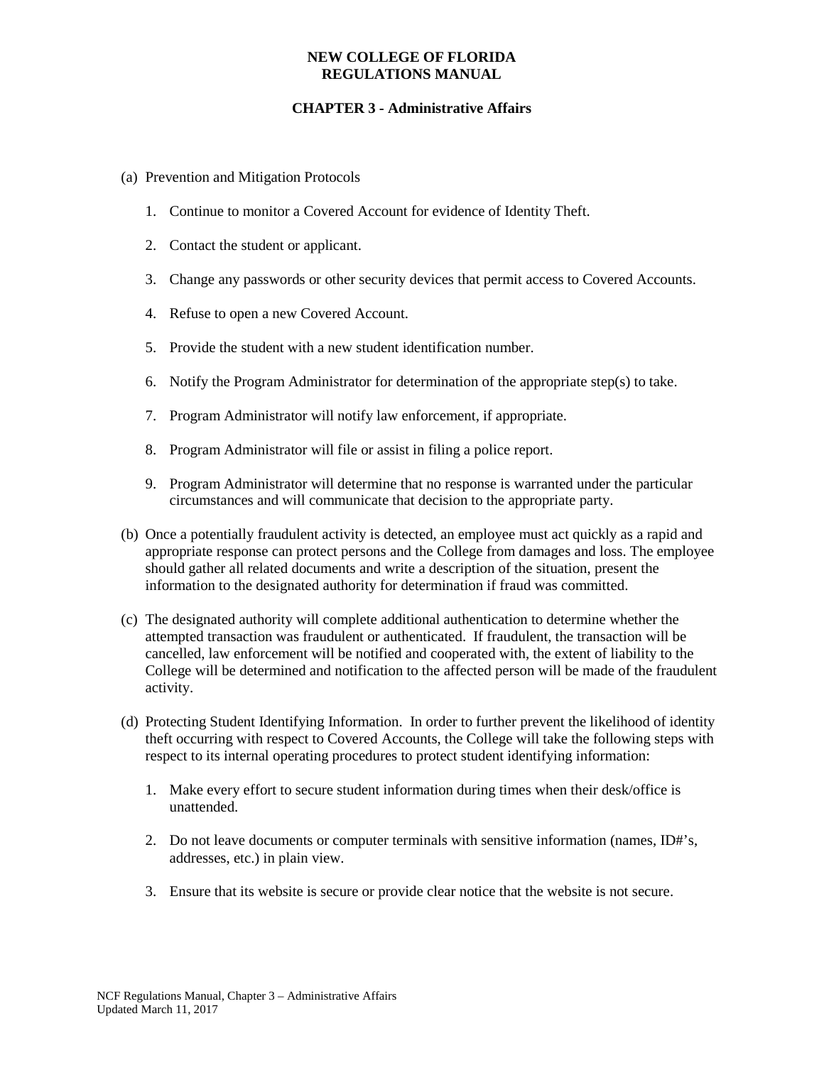**NEW COLLEGE OF FLORIDA**
**REGULATIONS MANUAL**

**CHAPTER 3 - Administrative Affairs**

(a) Prevention and Mitigation Protocols

1. Continue to monitor a Covered Account for evidence of Identity Theft.

2. Contact the student or applicant.

3. Change any passwords or other security devices that permit access to Covered Accounts.

4. Refuse to open a new Covered Account.

5. Provide the student with a new student identification number.

6. Notify the Program Administrator for determination of the appropriate step(s) to take.

7. Program Administrator will notify law enforcement, if appropriate.

8. Program Administrator will file or assist in filing a police report.

9. Program Administrator will determine that no response is warranted under the particular circumstances and will communicate that decision to the appropriate party.

(b) Once a potentially fraudulent activity is detected, an employee must act quickly as a rapid and appropriate response can protect persons and the College from damages and loss. The employee should gather all related documents and write a description of the situation, present the information to the designated authority for determination if fraud was committed.

(c) The designated authority will complete additional authentication to determine whether the attempted transaction was fraudulent or authenticated. If fraudulent, the transaction will be cancelled, law enforcement will be notified and cooperated with, the extent of liability to the College will be determined and notification to the affected person will be made of the fraudulent activity.

(d) Protecting Student Identifying Information. In order to further prevent the likelihood of identity theft occurring with respect to Covered Accounts, the College will take the following steps with respect to its internal operating procedures to protect student identifying information:

1. Make every effort to secure student information during times when their desk/office is unattended.

2. Do not leave documents or computer terminals with sensitive information (names, ID#'s, addresses, etc.) in plain view.

3. Ensure that its website is secure or provide clear notice that the website is not secure.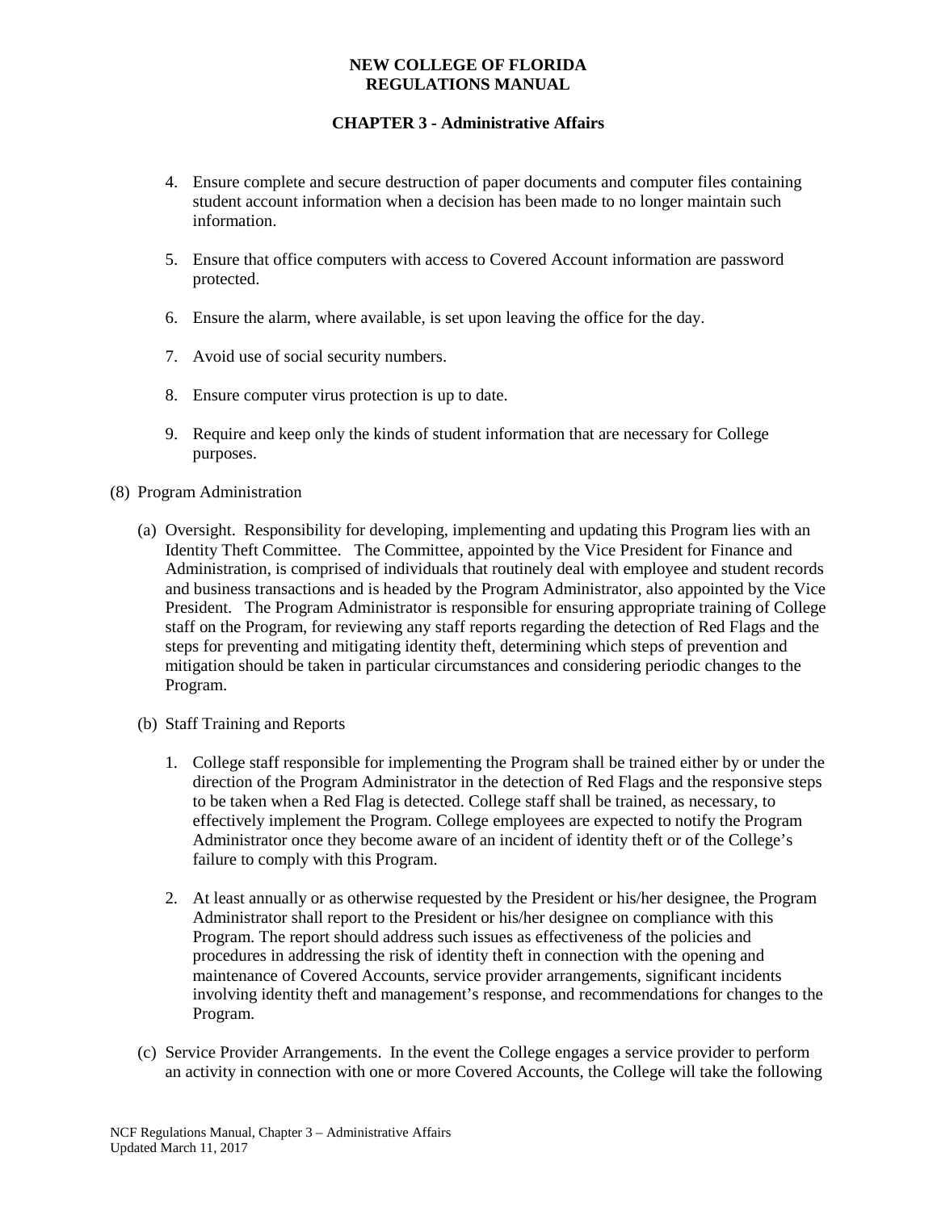4. Ensure complete and secure destruction of paper documents and computer files containing student account information when a decision has been made to no longer maintain such information.

5. Ensure that office computers with access to Covered Account information are password protected.

6. Ensure the alarm, where available, is set upon leaving the office for the day.

7. Avoid use of social security numbers.

8. Ensure computer virus protection is up to date.

9. Require and keep only the kinds of student information that are necessary for College purposes.

(8) Program Administration

(a) Oversight. Responsibility for developing, implementing and updating this Program lies with an Identity Theft Committee. The Committee, appointed by the Vice President for Finance and Administration, is comprised of individuals that routinely deal with employee and student records and business transactions and is headed by the Program Administrator, also appointed by the Vice President. The Program Administrator is responsible for ensuring appropriate training of College staff on the Program, for reviewing any staff reports regarding the detection of Red Flags and the steps for preventing and mitigating identity theft, determining which steps of prevention and mitigation should be taken in particular circumstances and considering periodic changes to the Program.

(b) Staff Training and Reports

1. College staff responsible for implementing the Program shall be trained either by or under the direction of the Program Administrator in the detection of Red Flags and the responsive steps to be taken when a Red Flag is detected. College staff shall be trained, as necessary, to effectively implement the Program. College employees are expected to notify the Program Administrator once they become aware of an incident of identity theft or of the College's failure to comply with this Program.

2. At least annually or as otherwise requested by the President or his/her designee, the Program Administrator shall report to the President or his/her designee on compliance with this Program. The report should address such issues as effectiveness of the policies and procedures in addressing the risk of identity theft in connection with the opening and maintenance of Covered Accounts, service provider arrangements, significant incidents involving identity theft and management's response, and recommendations for changes to the Program.

(c) Service Provider Arrangements. In the event the College engages a service provider to perform an activity in connection with one or more Covered Accounts, the College will take the following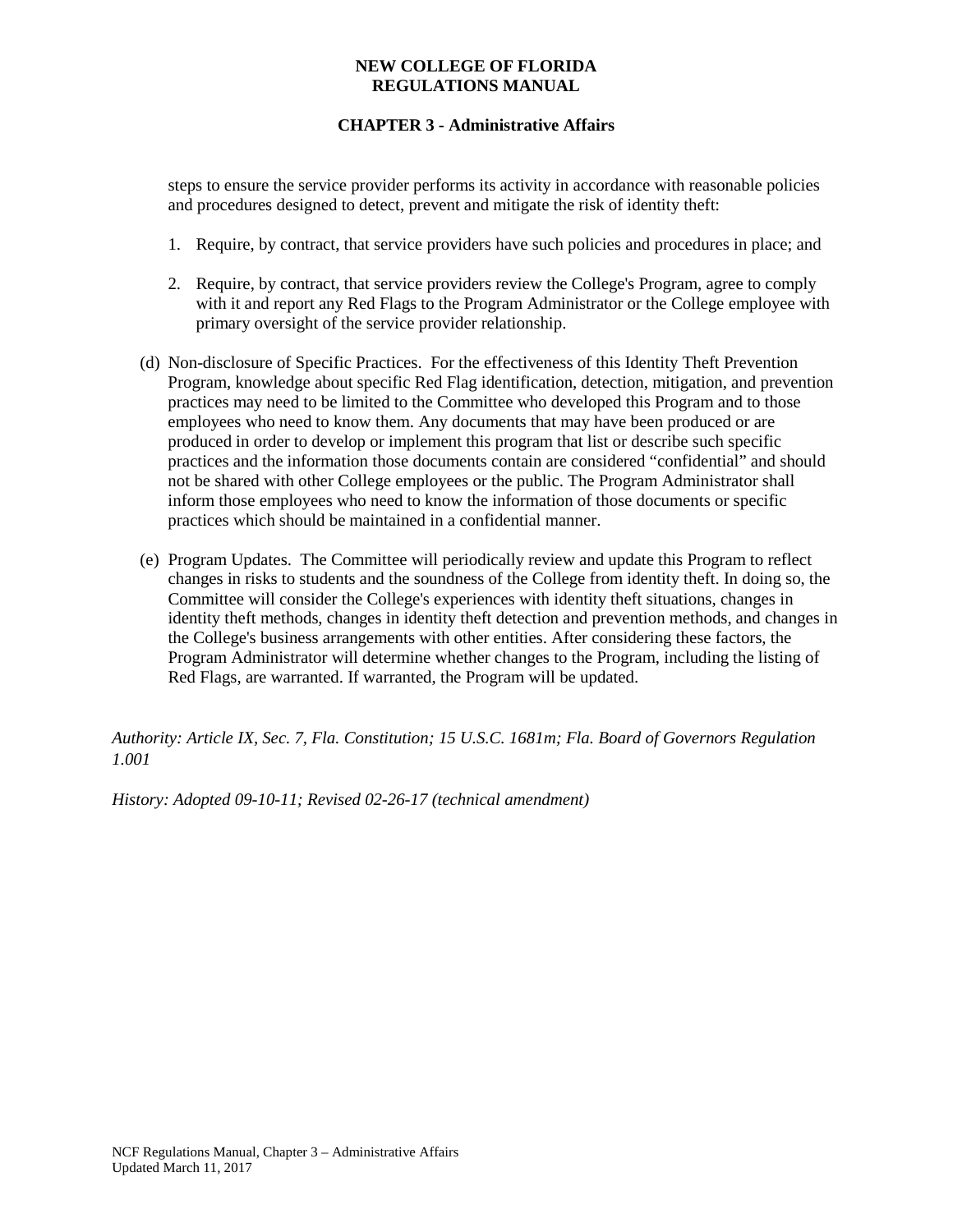steps to ensure the service provider performs its activity in accordance with reasonable policies and procedures designed to detect, prevent and mitigate the risk of identity theft:

1. Require, by contract, that service providers have such policies and procedures in place; and

2. Require, by contract, that service providers review the College's Program, agree to comply with it and report any Red Flags to the Program Administrator or the College employee with primary oversight of the service provider relationship.

(d) Non-disclosure of Specific Practices. For the effectiveness of this Identity Theft Prevention Program, knowledge about specific Red Flag identification, detection, mitigation, and prevention practices may need to be limited to the Committee who developed this Program and to those employees who need to know them. Any documents that may have been produced or are produced in order to develop or implement this program that list or describe such specific practices and the information those documents contain are considered "confidential" and should not be shared with other College employees or the public. The Program Administrator shall inform those employees who need to know the information of those documents or specific practices which should be maintained in a confidential manner.

(e) Program Updates. The Committee will periodically review and update this Program to reflect changes in risks to students and the soundness of the College from identity theft. In doing so, the Committee will consider the College's experiences with identity theft situations, changes in identity theft methods, changes in identity theft detection and prevention methods, and changes in the College's business arrangements with other entities. After considering these factors, the Program Administrator will determine whether changes to the Program, including the listing of Red Flags, are warranted. If warranted, the Program will be updated.

*Authority: Article IX, Sec. 7, Fla. Constitution; 15 U.S.C. 1681m; Fla. Board of Governors Regulation 1.001*

*History: Adopted 09-10-11; Revised 02-26-17 (technical amendment)*